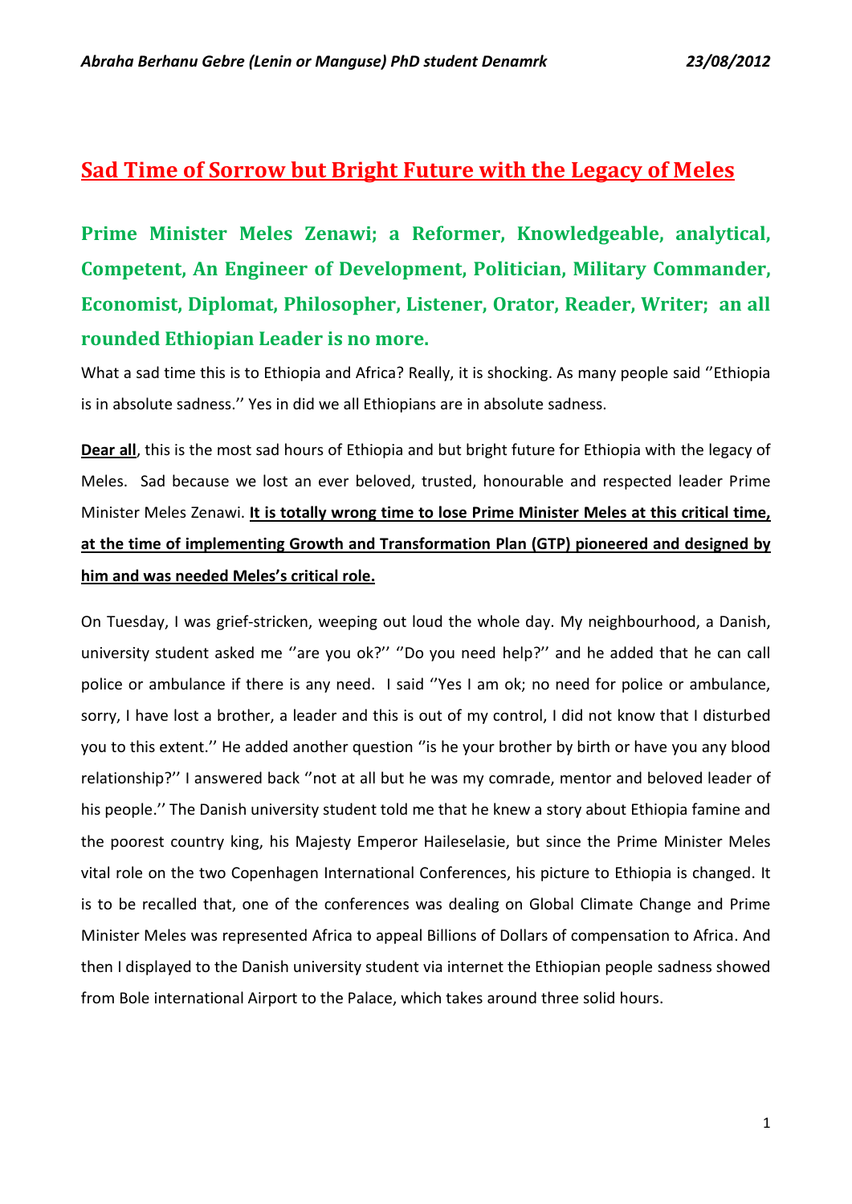# Sad Time of Sorrow but Bright Future with the Legacy of Meles

## Prime Minister Meles Zenawi; a Reformer, Knowledgeable, analytical, Competent, An Engineer of Development, Politician, Military Commander, Economist, Diplomat, Philosopher, Listener, Orator, Reader, Writer; an all rounded Ethiopian Leader is no more.

What a sad time this is to Ethiopia and Africa? Really, it is shocking. As many people said ''Ethiopia is in absolute sadness.'' Yes in did we all Ethiopians are in absolute sadness.

**Dear all**, this is the most sad hours of Ethiopia and but bright future for Ethiopia with the legacy of Meles. Sad because we lost an ever beloved, trusted, honourable and respected leader Prime Minister Meles Zenawi. **It is totally wrong time to lose Prime Minister Meles at this critical time, at the time of implementing Growth and Transformation Plan (GTP) pioneered and designed by him and was needed Meles's critical role.**

On Tuesday, I was grief-stricken, weeping out loud the whole day. My neighbourhood, a Danish, university student asked me ''are you ok?'' ''Do you need help?'' and he added that he can call police or ambulance if there is any need. I said ''Yes I am ok; no need for police or ambulance, sorry, I have lost a brother, a leader and this is out of my control, I did not know that I disturbed you to this extent.'' He added another question ''is he your brother by birth or have you any blood relationship?'' I answered back ''not at all but he was my comrade, mentor and beloved leader of his people.'' The Danish university student told me that he knew a story about Ethiopia famine and the poorest country king, his Majesty Emperor Haileselasie, but since the Prime Minister Meles vital role on the two Copenhagen International Conferences, his picture to Ethiopia is changed. It is to be recalled that, one of the conferences was dealing on Global Climate Change and Prime Minister Meles was represented Africa to appeal Billions of Dollars of compensation to Africa. And then I displayed to the Danish university student via internet the Ethiopian people sadness showed from Bole international Airport to the Palace, which takes around three solid hours.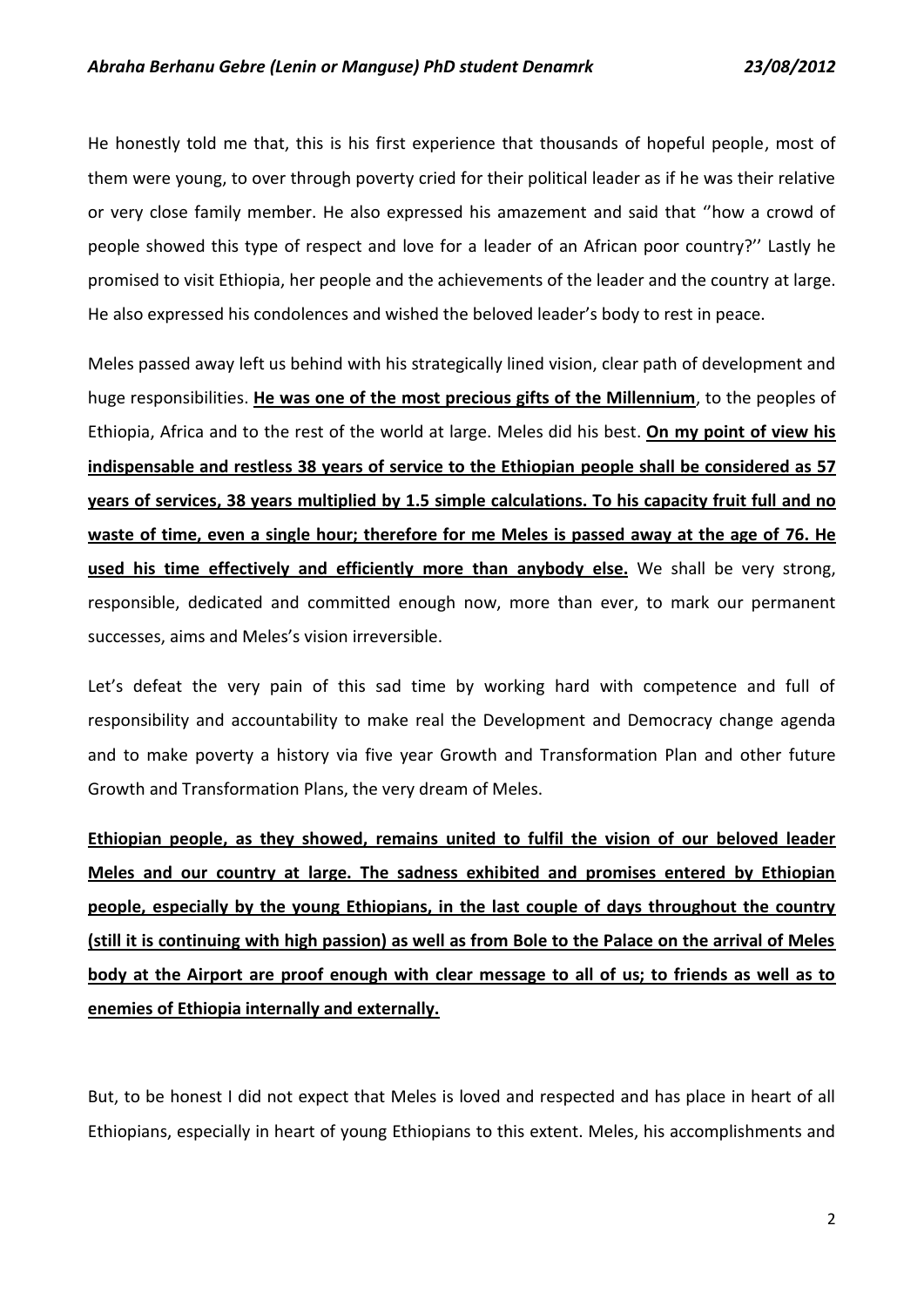He honestly told me that, this is his first experience that thousands of hopeful people, most of them were young, to over through poverty cried for their political leader as if he was their relative or very close family member. He also expressed his amazement and said that ''how a crowd of people showed this type of respect and love for a leader of an African poor country?'' Lastly he promised to visit Ethiopia, her people and the achievements of the leader and the country at large. He also expressed his condolences and wished the beloved leader's body to rest in peace.

Meles passed away left us behind with his strategically lined vision, clear path of development and huge responsibilities. **He was one of the most precious gifts of the Millennium**, to the peoples of Ethiopia, Africa and to the rest of the world at large. Meles did his best. **On my point of view his indispensable and restless 38 years of service to the Ethiopian people shall be considered as 57 years of services, 38 years multiplied by 1.5 simple calculations. To his capacity fruit full and no waste of time, even a single hour; therefore for me Meles is passed away at the age of 76. He used his time effectively and efficiently more than anybody else.** We shall be very strong, responsible, dedicated and committed enough now, more than ever, to mark our permanent successes, aims and Meles's vision irreversible.

Let's defeat the very pain of this sad time by working hard with competence and full of responsibility and accountability to make real the Development and Democracy change agenda and to make poverty a history via five year Growth and Transformation Plan and other future Growth and Transformation Plans, the very dream of Meles.

**Ethiopian people, as they showed, remains united to fulfil the vision of our beloved leader Meles and our country at large. The sadness exhibited and promises entered by Ethiopian people, especially by the young Ethiopians, in the last couple of days throughout the country (still it is continuing with high passion) as well as from Bole to the Palace on the arrival of Meles body at the Airport are proof enough with clear message to all of us; to friends as well as to enemies of Ethiopia internally and externally.**

But, to be honest I did not expect that Meles is loved and respected and has place in heart of all Ethiopians, especially in heart of young Ethiopians to this extent. Meles, his accomplishments and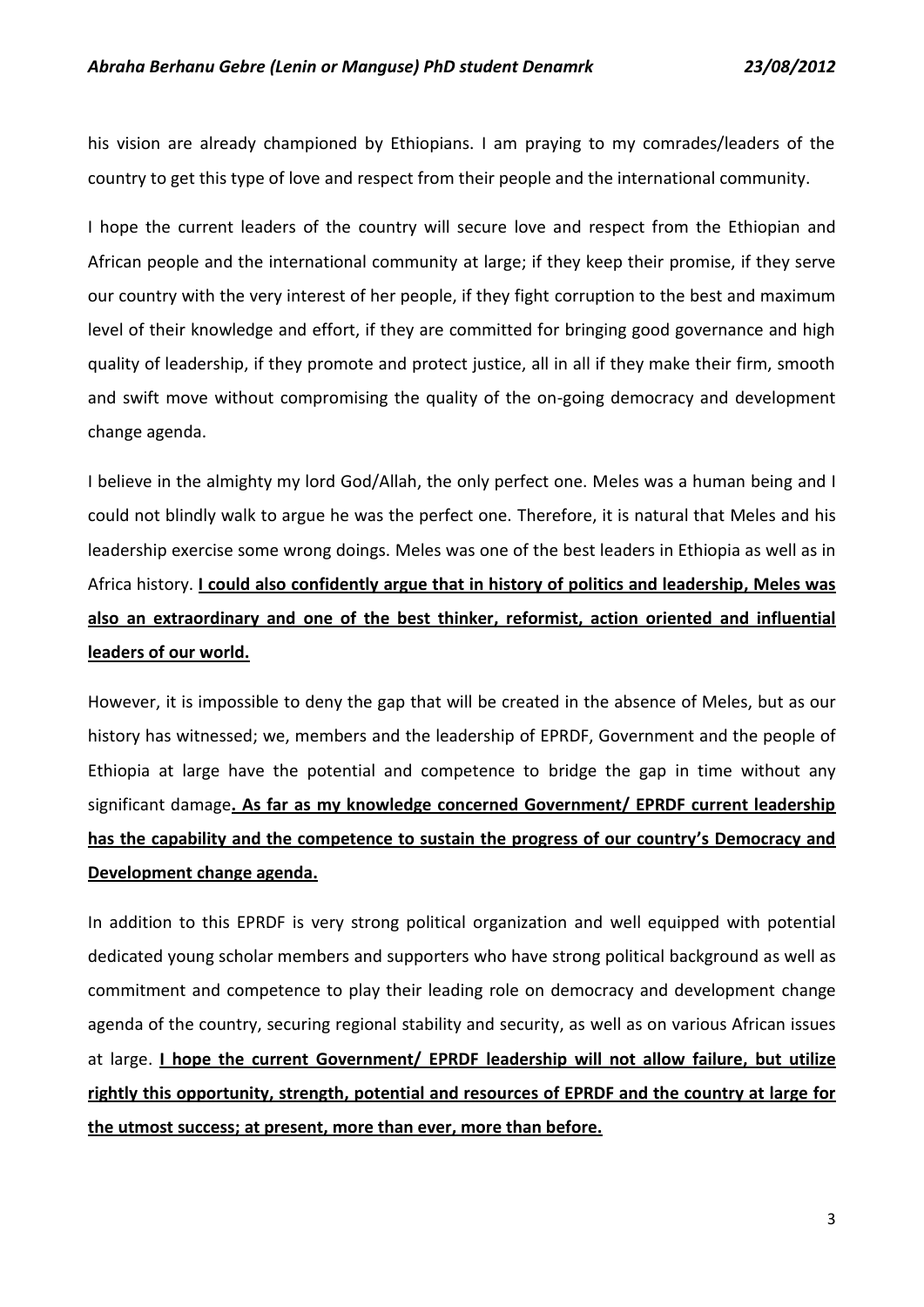his vision are already championed by Ethiopians. I am praying to my comrades/leaders of the country to get this type of love and respect from their people and the international community.

I hope the current leaders of the country will secure love and respect from the Ethiopian and African people and the international community at large; if they keep their promise, if they serve our country with the very interest of her people, if they fight corruption to the best and maximum level of their knowledge and effort, if they are committed for bringing good governance and high quality of leadership, if they promote and protect justice, all in all if they make their firm, smooth and swift move without compromising the quality of the on-going democracy and development change agenda.

I believe in the almighty my lord God/Allah, the only perfect one. Meles was a human being and I could not blindly walk to argue he was the perfect one. Therefore, it is natural that Meles and his leadership exercise some wrong doings. Meles was one of the best leaders in Ethiopia as well as in Africa history. **I could also confidently argue that in history of politics and leadership, Meles was also an extraordinary and one of the best thinker, reformist, action oriented and influential leaders of our world.**

However, it is impossible to deny the gap that will be created in the absence of Meles, but as our history has witnessed; we, members and the leadership of EPRDF, Government and the people of Ethiopia at large have the potential and competence to bridge the gap in time without any significant damage**. As far as my knowledge concerned Government/ EPRDF current leadership has the capability and the competence to sustain the progress of our country's Democracy and Development change agenda.**

In addition to this EPRDF is very strong political organization and well equipped with potential dedicated young scholar members and supporters who have strong political background as well as commitment and competence to play their leading role on democracy and development change agenda of the country, securing regional stability and security, as well as on various African issues at large. **I hope the current Government/ EPRDF leadership will not allow failure, but utilize rightly this opportunity, strength, potential and resources of EPRDF and the country at large for the utmost success; at present, more than ever, more than before.**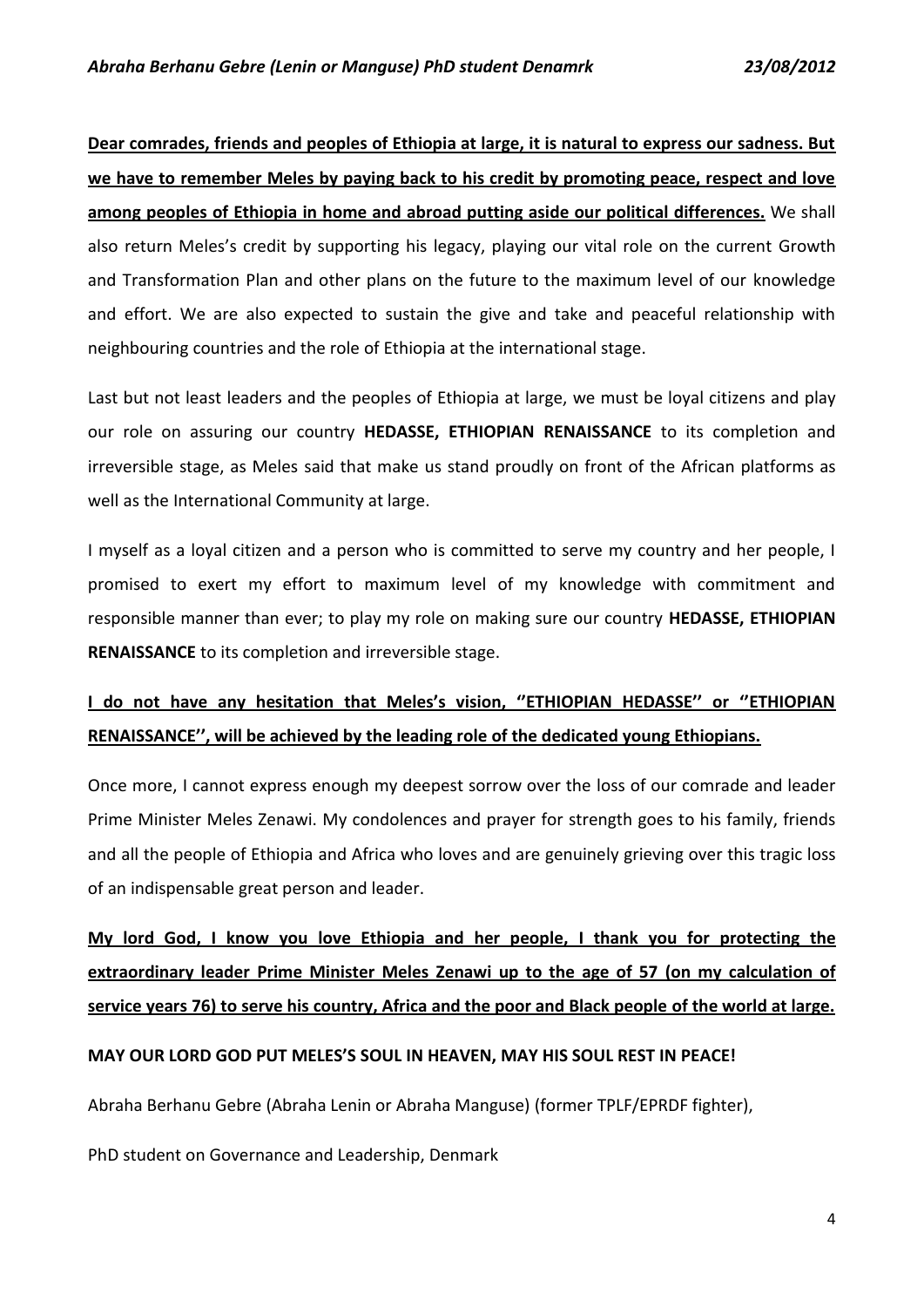**Dear comrades, friends and peoples of Ethiopia at large, it is natural to express our sadness. But we have to remember Meles by paying back to his credit by promoting peace, respect and love among peoples of Ethiopia in home and abroad putting aside our political differences.** We shall also return Meles's credit by supporting his legacy, playing our vital role on the current Growth and Transformation Plan and other plans on the future to the maximum level of our knowledge and effort. We are also expected to sustain the give and take and peaceful relationship with neighbouring countries and the role of Ethiopia at the international stage.

Last but not least leaders and the peoples of Ethiopia at large, we must be loyal citizens and play our role on assuring our country **HEDASSE, ETHIOPIAN RENAISSANCE** to its completion and irreversible stage, as Meles said that make us stand proudly on front of the African platforms as well as the International Community at large.

I myself as a loyal citizen and a person who is committed to serve my country and her people, I promised to exert my effort to maximum level of my knowledge with commitment and responsible manner than ever; to play my role on making sure our country **HEDASSE, ETHIOPIAN RENAISSANCE** to its completion and irreversible stage.

**I do not have any hesitation that Meles's vision, ''ETHIOPIAN HEDASSE'' or ''ETHIOPIAN RENAISSANCE'', will be achieved by the leading role of the dedicated young Ethiopians.**

Once more, I cannot express enough my deepest sorrow over the loss of our comrade and leader Prime Minister Meles Zenawi. My condolences and prayer for strength goes to his family, friends and all the people of Ethiopia and Africa who loves and are genuinely grieving over this tragic loss of an indispensable great person and leader.

**My lord God, I know you love Ethiopia and her people, I thank you for protecting the extraordinary leader Prime Minister Meles Zenawi up to the age of 57 (on my calculation of service years 76) to serve his country, Africa and the poor and Black people of the world at large.**

**MAY OUR LORD GOD PUT MELES'S SOUL IN HEAVEN, MAY HIS SOUL REST IN PEACE!**

Abraha Berhanu Gebre (Abraha Lenin or Abraha Manguse) (former TPLF/EPRDF fighter),

PhD student on Governance and Leadership, Denmark